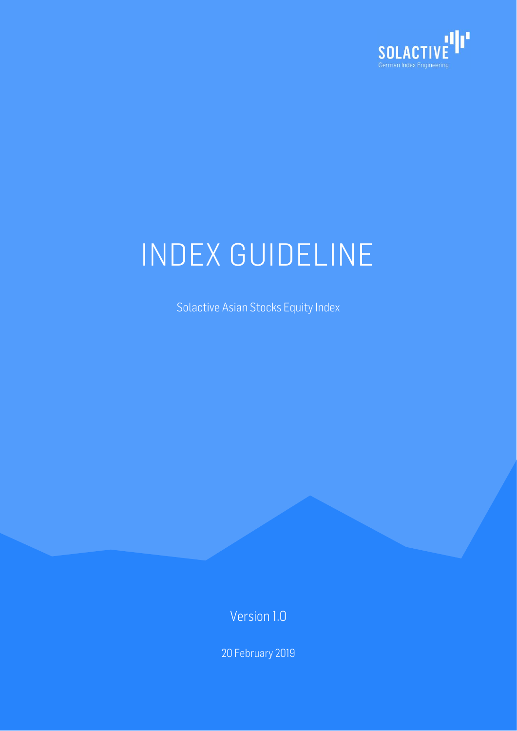SOLACTIVE

German Index Engineering

# INDEX GUIDELINE

Solactive Asian Stocks Equity Index

Version 1.0

20 February 2019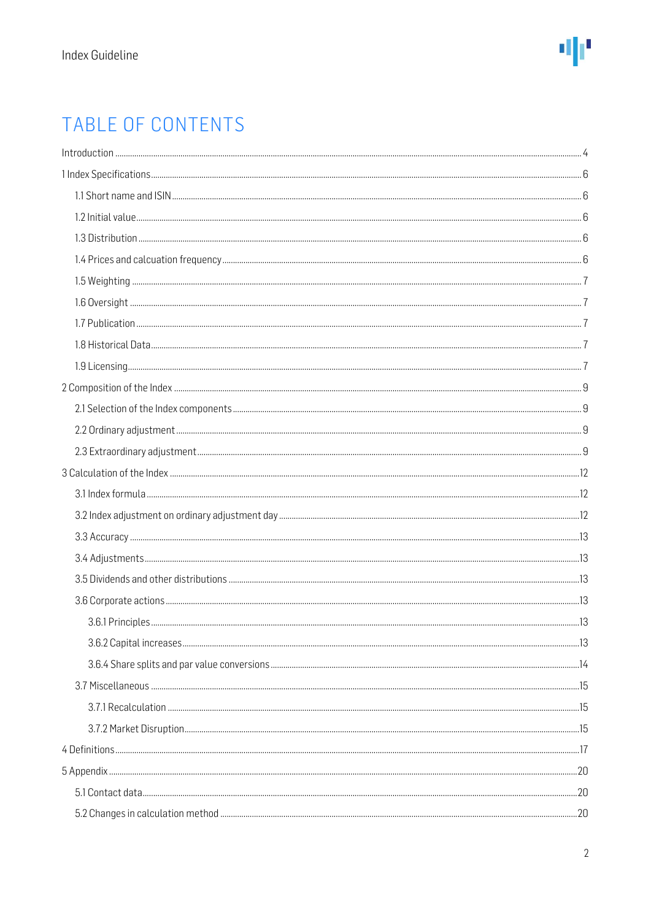# TABLE OF CONTENTS

Introduction ..... 4

1 Index Specifications ..... 6

- 1.1 Short name and ISIN ..... 6
- 1.2 Initial value ..... 6
- 1.3 Distribution ..... 6
- 1.4 Prices and calcuation frequency ..... 6
- 1.5 Weighting ..... 7
- 1.6 Oversight ..... 7
- 1.7 Publication ..... 7
- 1.8 Historical Data ..... 7
- 1.9 Licensing ..... 7

2 Composition of the Index ..... 9

- 2.1 Selection of the Index components ..... 9
- 2.2 Ordinary adjustment ..... 9
- 2.3 Extraordinary adjustment ..... 9

3 Calculation of the Index ..... 12

- 3.1 Index formula ..... 12
- 3.2 Index adjustment on ordinary adjustment day ..... 12
- 3.3 Accuracy ..... 13
- 3.4 Adjustments ..... 13
- 3.5 Dividends and other distributions ..... 13
- 3.6 Corporate actions ..... 13
  - 3.6.1 Principles ..... 13
  - 3.6.2 Capital increases ..... 13
  - 3.6.4 Share splits and par value conversions ..... 14
- 3.7 Miscellaneous ..... 15
  - 3.7.1 Recalculation ..... 15
  - 3.7.2 Market Disruption ..... 15

4 Definitions ..... 17

5 Appendix ..... 20

- 5.1 Contact data ..... 20
- 5.2 Changes in calculation method ..... 20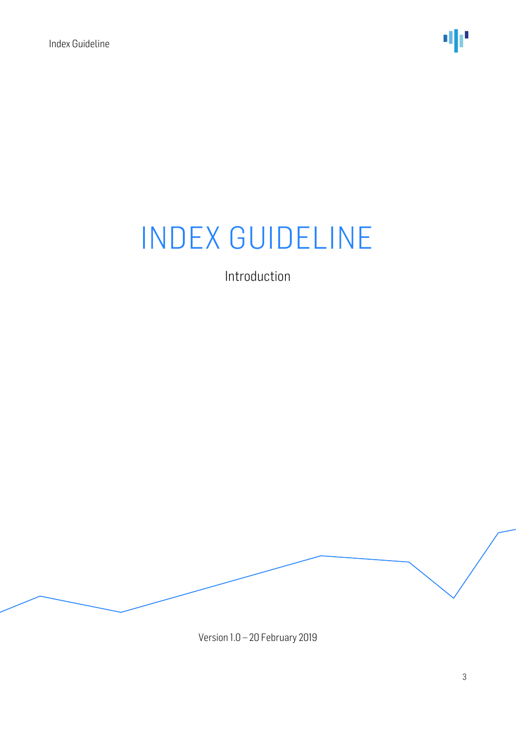# INDEX GUIDELINE

Introduction

Version 1.0 – 20 February 2019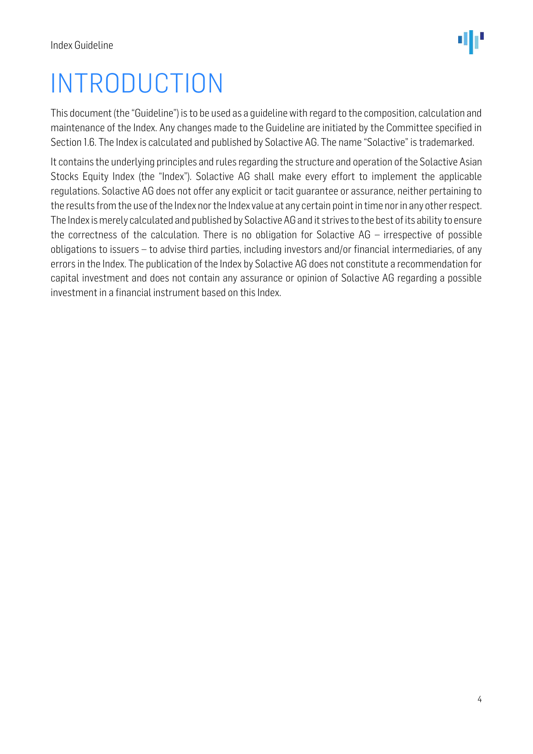# INTRODUCTION

This document (the "Guideline") is to be used as a guideline with regard to the composition, calculation and maintenance of the Index. Any changes made to the Guideline are initiated by the Committee specified in Section 1.6. The Index is calculated and published by Solactive AG. The name "Solactive" is trademarked.

It contains the underlying principles and rules regarding the structure and operation of the Solactive Asian Stocks Equity Index (the "Index"). Solactive AG shall make every effort to implement the applicable regulations. Solactive AG does not offer any explicit or tacit guarantee or assurance, neither pertaining to the results from the use of the Index nor the Index value at any certain point in time nor in any other respect. The Index is merely calculated and published by Solactive AG and it strives to the best of its ability to ensure the correctness of the calculation. There is no obligation for Solactive AG – irrespective of possible obligations to issuers – to advise third parties, including investors and/or financial intermediaries, of any errors in the Index. The publication of the Index by Solactive AG does not constitute a recommendation for capital investment and does not contain any assurance or opinion of Solactive AG regarding a possible investment in a financial instrument based on this Index.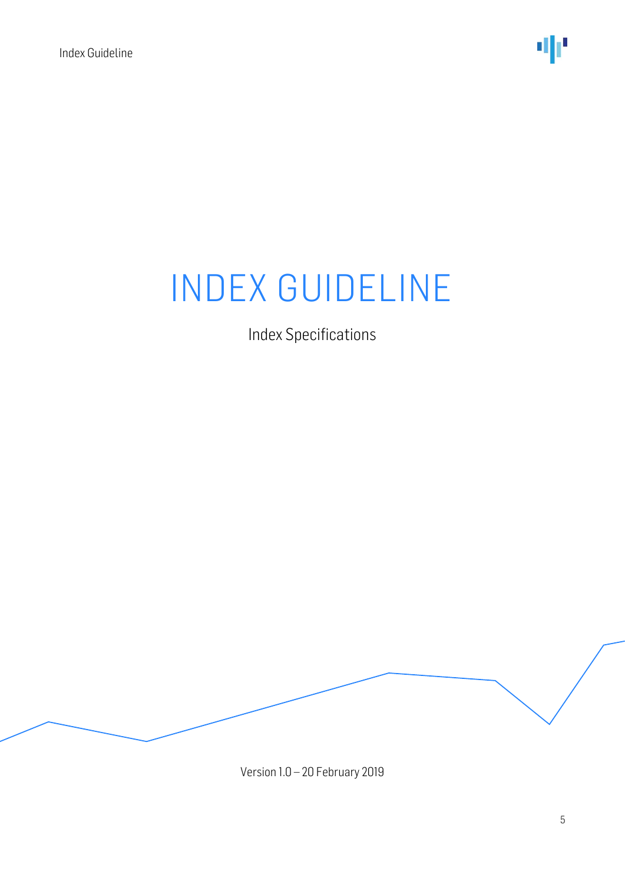# INDEX GUIDELINE

Index Specifications

Version 1.0 – 20 February 2019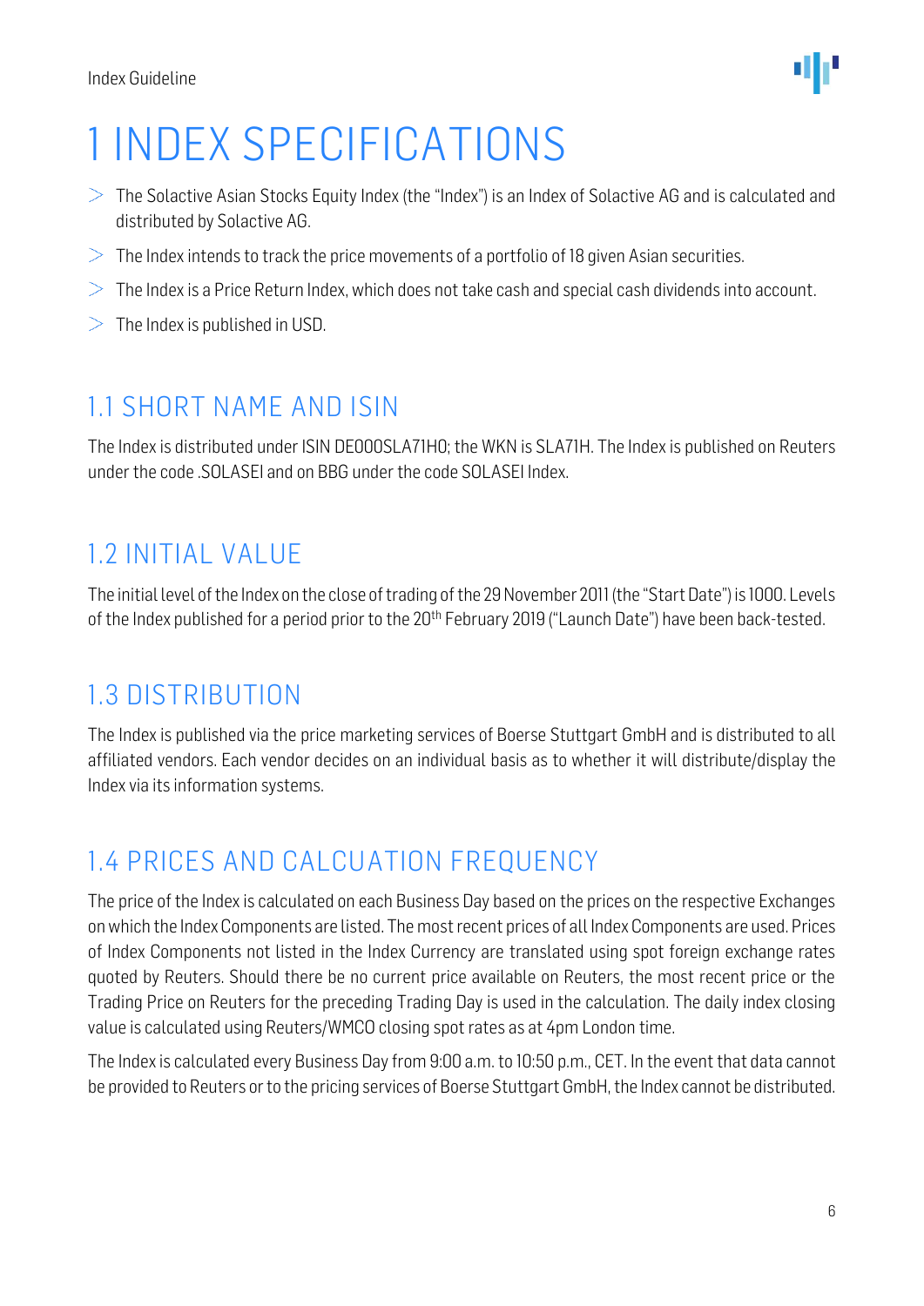# 1 INDEX SPECIFICATIONS

- The Solactive Asian Stocks Equity Index (the "Index") is an Index of Solactive AG and is calculated and distributed by Solactive AG.
- The Index intends to track the price movements of a portfolio of 18 given Asian securities.
- The Index is a Price Return Index, which does not take cash and special cash dividends into account.
- The Index is published in USD.

## 1.1 SHORT NAME AND ISIN

The Index is distributed under ISIN DE000SLA71H0; the WKN is SLA71H. The Index is published on Reuters under the code .SOLASEI and on BBG under the code SOLASEI Index.

## 1.2 INITIAL VALUE

The initial level of the Index on the close of trading of the 29 November 2011 (the "Start Date") is 1000. Levels of the Index published for a period prior to the 20th February 2019 ("Launch Date") have been back-tested.

## 1.3 DISTRIBUTION

The Index is published via the price marketing services of Boerse Stuttgart GmbH and is distributed to all affiliated vendors. Each vendor decides on an individual basis as to whether it will distribute/display the Index via its information systems.

## 1.4 PRICES AND CALCUATION FREQUENCY

The price of the Index is calculated on each Business Day based on the prices on the respective Exchanges on which the Index Components are listed. The most recent prices of all Index Components are used. Prices of Index Components not listed in the Index Currency are translated using spot foreign exchange rates quoted by Reuters. Should there be no current price available on Reuters, the most recent price or the Trading Price on Reuters for the preceding Trading Day is used in the calculation. The daily index closing value is calculated using Reuters/WMCO closing spot rates as at 4pm London time.

The Index is calculated every Business Day from 9:00 a.m. to 10:50 p.m., CET. In the event that data cannot be provided to Reuters or to the pricing services of Boerse Stuttgart GmbH, the Index cannot be distributed.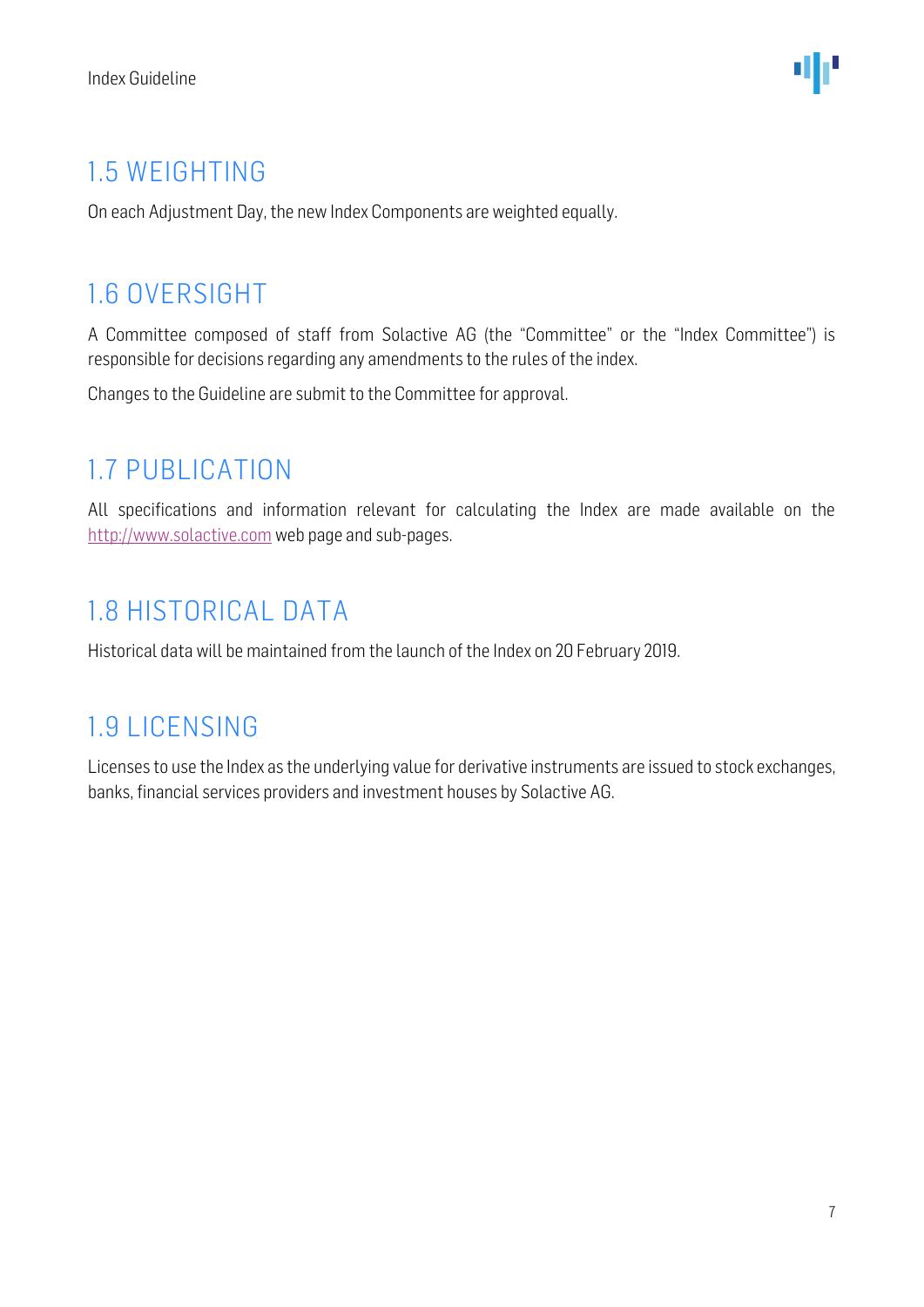## 1.5 WEIGHTING

On each Adjustment Day, the new Index Components are weighted equally.

## 1.6 OVERSIGHT

A Committee composed of staff from Solactive AG (the "Committee" or the "Index Committee") is responsible for decisions regarding any amendments to the rules of the index.

Changes to the Guideline are submit to the Committee for approval.

## 1.7 PUBLICATION

All specifications and information relevant for calculating the Index are made available on the http://www.solactive.com web page and sub-pages.

## 1.8 HISTORICAL DATA

Historical data will be maintained from the launch of the Index on 20 February 2019.

## 1.9 LICENSING

Licenses to use the Index as the underlying value for derivative instruments are issued to stock exchanges, banks, financial services providers and investment houses by Solactive AG.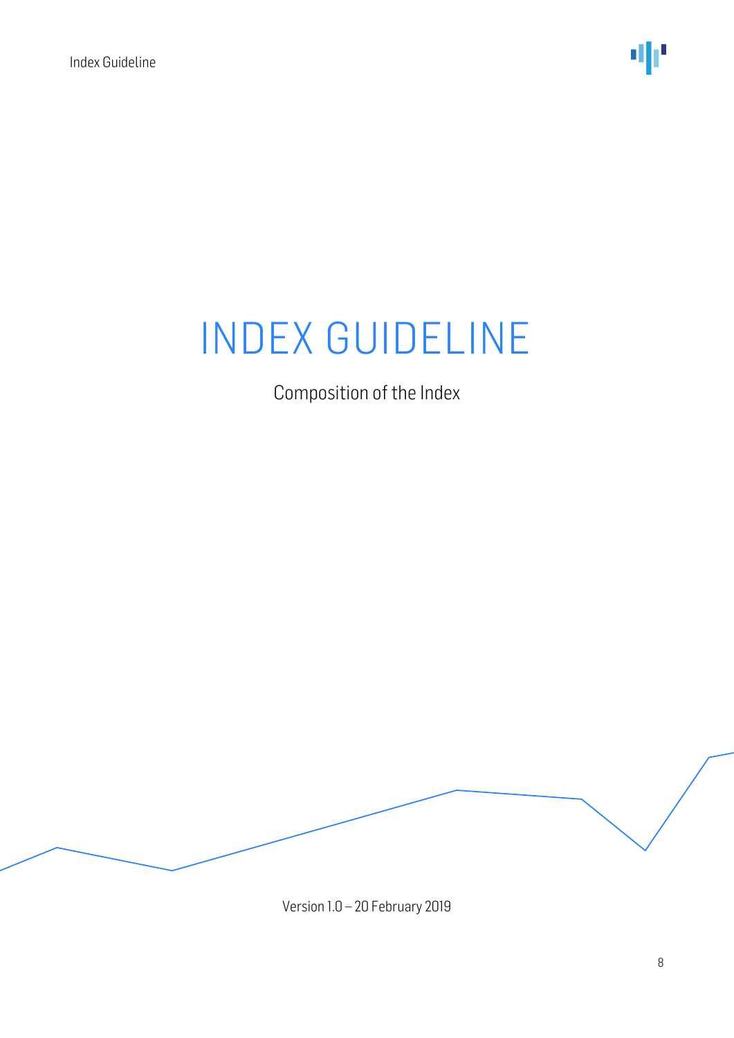# INDEX GUIDELINE

Composition of the Index

Version 1.0 – 20 February 2019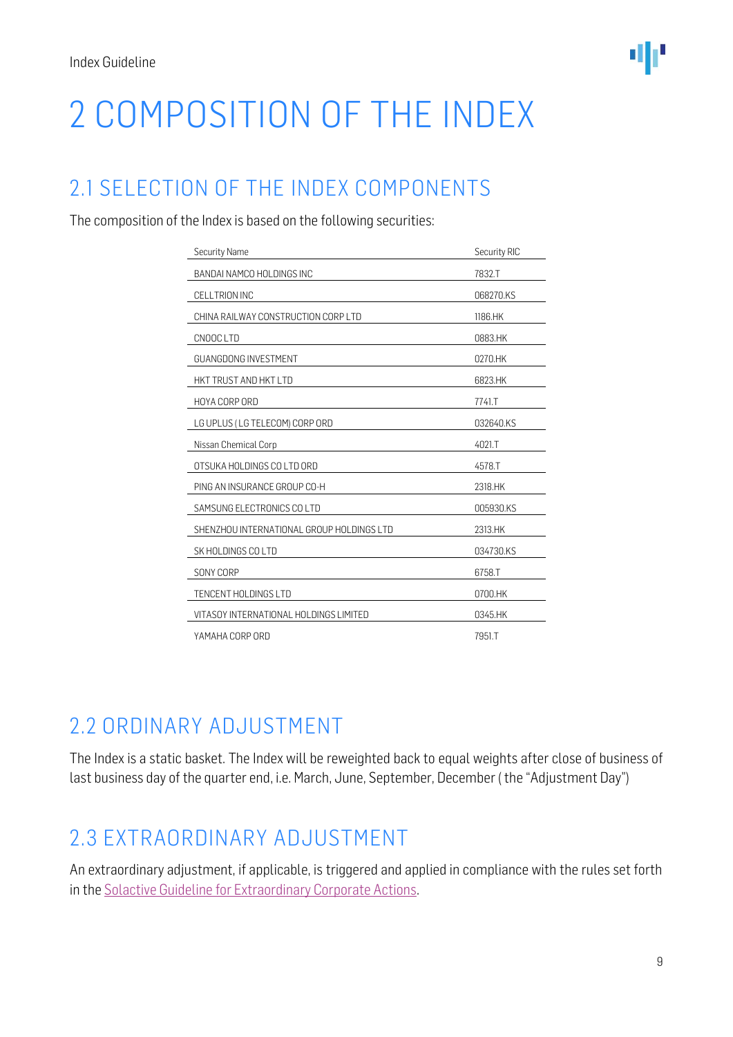# 2 COMPOSITION OF THE INDEX

## 2.1 SELECTION OF THE INDEX COMPONENTS

The composition of the Index is based on the following securities:

| Security Name | Security RIC |
|---|---|
| BANDAI NAMCO HOLDINGS INC | 7832.T |
| CELLTRION INC | 068270.KS |
| CHINA RAILWAY CONSTRUCTION CORP LTD | 1186.HK |
| CNOOC LTD | 0883.HK |
| GUANGDONG INVESTMENT | 0270.HK |
| HKT TRUST AND HKT LTD | 6823.HK |
| HOYA CORP ORD | 7741.T |
| LG UPLUS (LG TELECOM) CORP ORD | 032640.KS |
| Nissan Chemical Corp | 4021.T |
| OTSUKA HOLDINGS CO LTD ORD | 4578.T |
| PING AN INSURANCE GROUP CO-H | 2318.HK |
| SAMSUNG ELECTRONICS CO LTD | 005930.KS |
| SHENZHOU INTERNATIONAL GROUP HOLDINGS LTD | 2313.HK |
| SK HOLDINGS CO LTD | 034730.KS |
| SONY CORP | 6758.T |
| TENCENT HOLDINGS LTD | 0700.HK |
| VITASOY INTERNATIONAL HOLDINGS LIMITED | 0345.HK |
| YAMAHA CORP ORD | 7951.T |

## 2.2 ORDINARY ADJUSTMENT

The Index is a static basket. The Index will be reweighted back to equal weights after close of business of last business day of the quarter end, i.e. March, June, September, December ( the "Adjustment Day")

## 2.3 EXTRAORDINARY ADJUSTMENT

An extraordinary adjustment, if applicable, is triggered and applied in compliance with the rules set forth in the Solactive Guideline for Extraordinary Corporate Actions.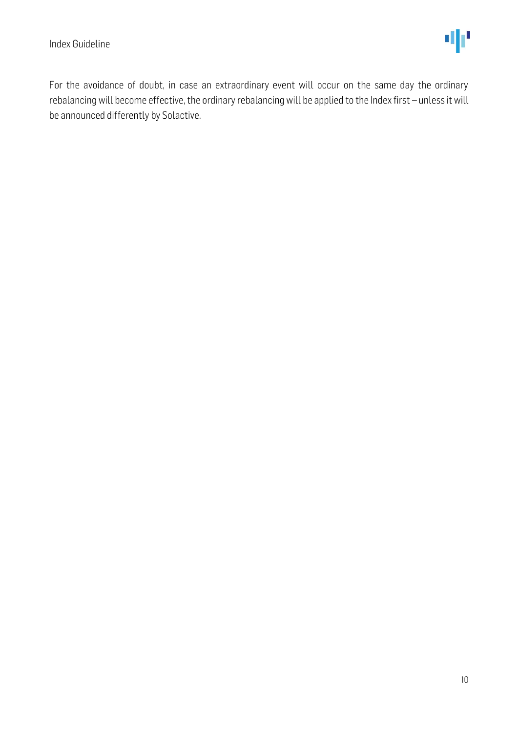For the avoidance of doubt, in case an extraordinary event will occur on the same day the ordinary rebalancing will become effective, the ordinary rebalancing will be applied to the Index first – unless it will be announced differently by Solactive.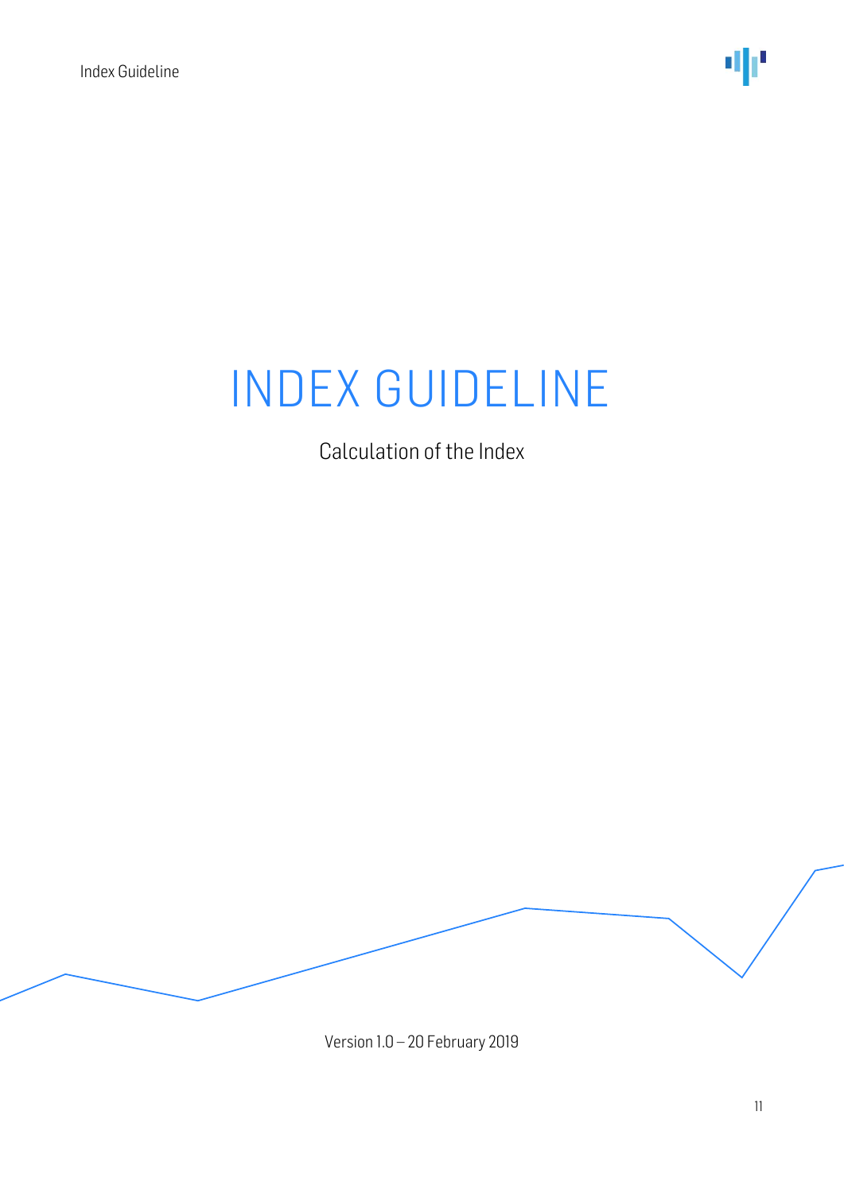# INDEX GUIDELINE

Calculation of the Index

Version 1.0 – 20 February 2019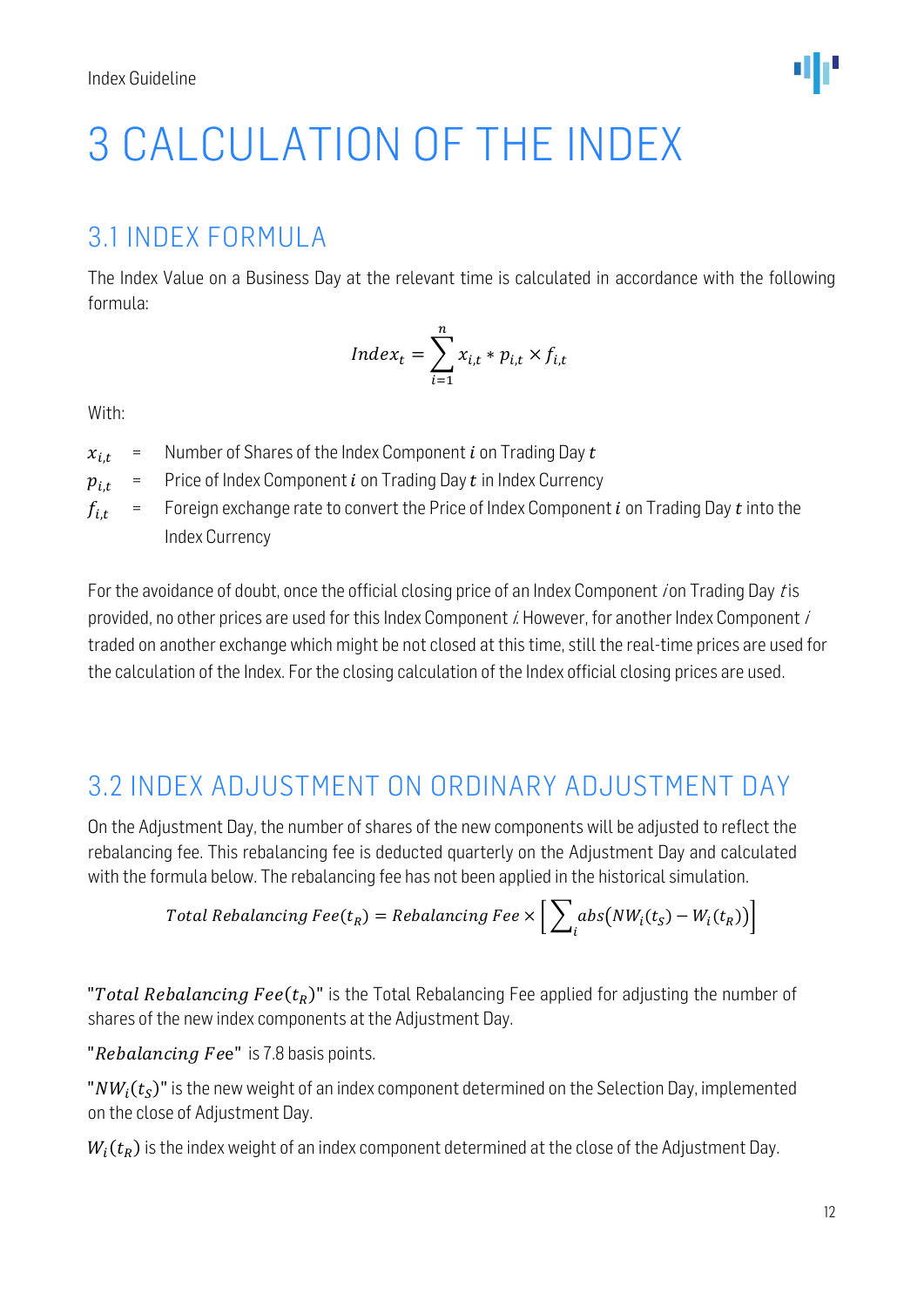# 3 CALCULATION OF THE INDEX

## 3.1 INDEX FORMULA

The Index Value on a Business Day at the relevant time is calculated in accordance with the following formula:

$$Index_t = \sum_{i=1}^{n} x_{i,t} * p_{i,t} \times f_{i,t}$$

With:

$x_{i,t}$ = Number of Shares of the Index Component $i$ on Trading Day $t$

$p_{i,t}$ = Price of Index Component $i$ on Trading Day $t$ in Index Currency

$f_{i,t}$ = Foreign exchange rate to convert the Price of Index Component $i$ on Trading Day $t$ into the Index Currency

For the avoidance of doubt, once the official closing price of an Index Component *i* on Trading Day *t* is provided, no other prices are used for this Index Component *i*. However, for another Index Component *i* traded on another exchange which might be not closed at this time, still the real-time prices are used for the calculation of the Index. For the closing calculation of the Index official closing prices are used.

## 3.2 INDEX ADJUSTMENT ON ORDINARY ADJUSTMENT DAY

On the Adjustment Day, the number of shares of the new components will be adjusted to reflect the rebalancing fee. This rebalancing fee is deducted quarterly on the Adjustment Day and calculated with the formula below. The rebalancing fee has not been applied in the historical simulation.

$$Total\ Rebalancing\ Fee(t_R) = Rebalancing\ Fee \times \left[\sum_i abs\big(NW_i(t_S) - W_i(t_R)\big)\right]$$

"$Total\ Rebalancing\ Fee(t_R)$" is the Total Rebalancing Fee applied for adjusting the number of shares of the new index components at the Adjustment Day.

"$Rebalancing\ Fee$" is 7.8 basis points.

"$NW_i(t_S)$" is the new weight of an index component determined on the Selection Day, implemented on the close of Adjustment Day.

$W_i(t_R)$ is the index weight of an index component determined at the close of the Adjustment Day.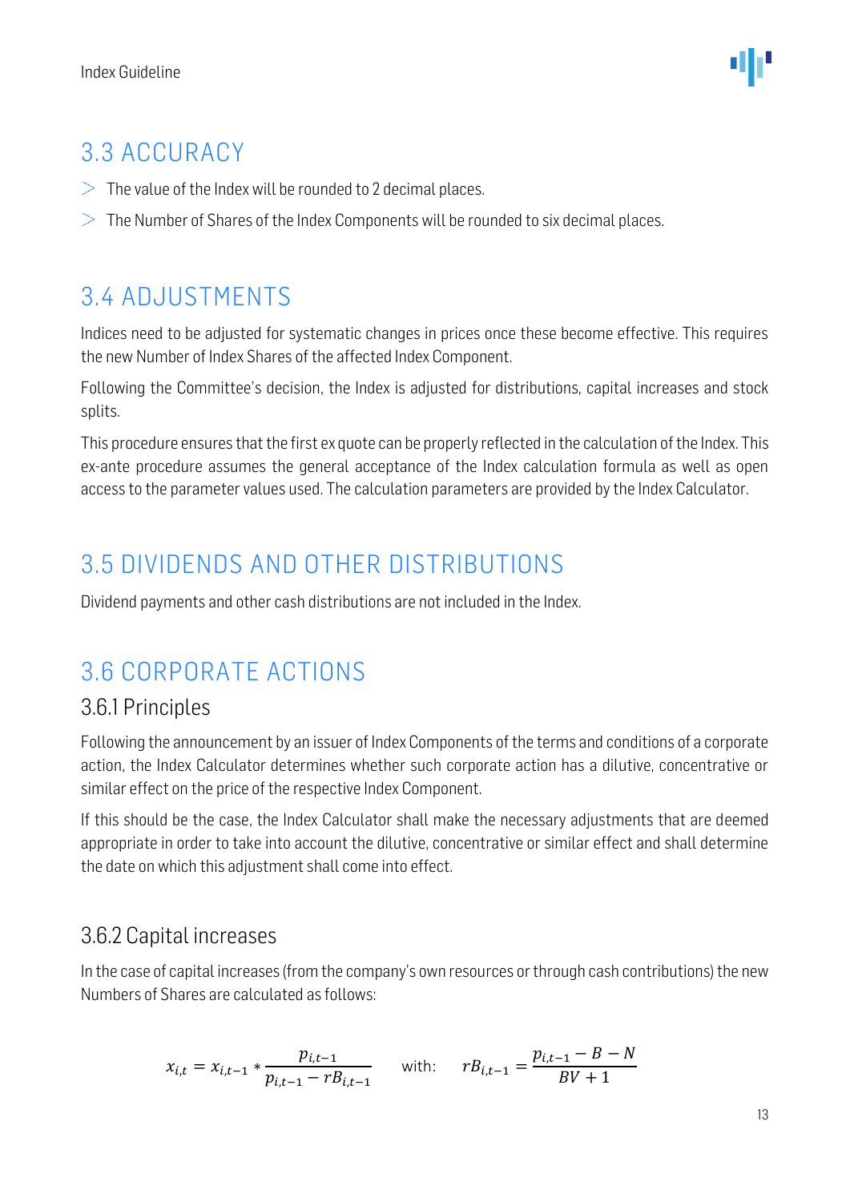## 3.3 ACCURACY

- The value of the Index will be rounded to 2 decimal places.
- The Number of Shares of the Index Components will be rounded to six decimal places.

## 3.4 ADJUSTMENTS

Indices need to be adjusted for systematic changes in prices once these become effective. This requires the new Number of Index Shares of the affected Index Component.

Following the Committee's decision, the Index is adjusted for distributions, capital increases and stock splits.

This procedure ensures that the first ex quote can be properly reflected in the calculation of the Index. This ex-ante procedure assumes the general acceptance of the Index calculation formula as well as open access to the parameter values used. The calculation parameters are provided by the Index Calculator.

## 3.5 DIVIDENDS AND OTHER DISTRIBUTIONS

Dividend payments and other cash distributions are not included in the Index.

## 3.6 CORPORATE ACTIONS

### 3.6.1 Principles

Following the announcement by an issuer of Index Components of the terms and conditions of a corporate action, the Index Calculator determines whether such corporate action has a dilutive, concentrative or similar effect on the price of the respective Index Component.

If this should be the case, the Index Calculator shall make the necessary adjustments that are deemed appropriate in order to take into account the dilutive, concentrative or similar effect and shall determine the date on which this adjustment shall come into effect.

### 3.6.2 Capital increases

In the case of capital increases (from the company's own resources or through cash contributions) the new Numbers of Shares are calculated as follows:

$$x_{i,t} = x_{i,t-1} * \frac{p_{i,t-1}}{p_{i,t-1} - rB_{i,t-1}} \qquad \text{with:} \qquad rB_{i,t-1} = \frac{p_{i,t-1} - B - N}{BV + 1}$$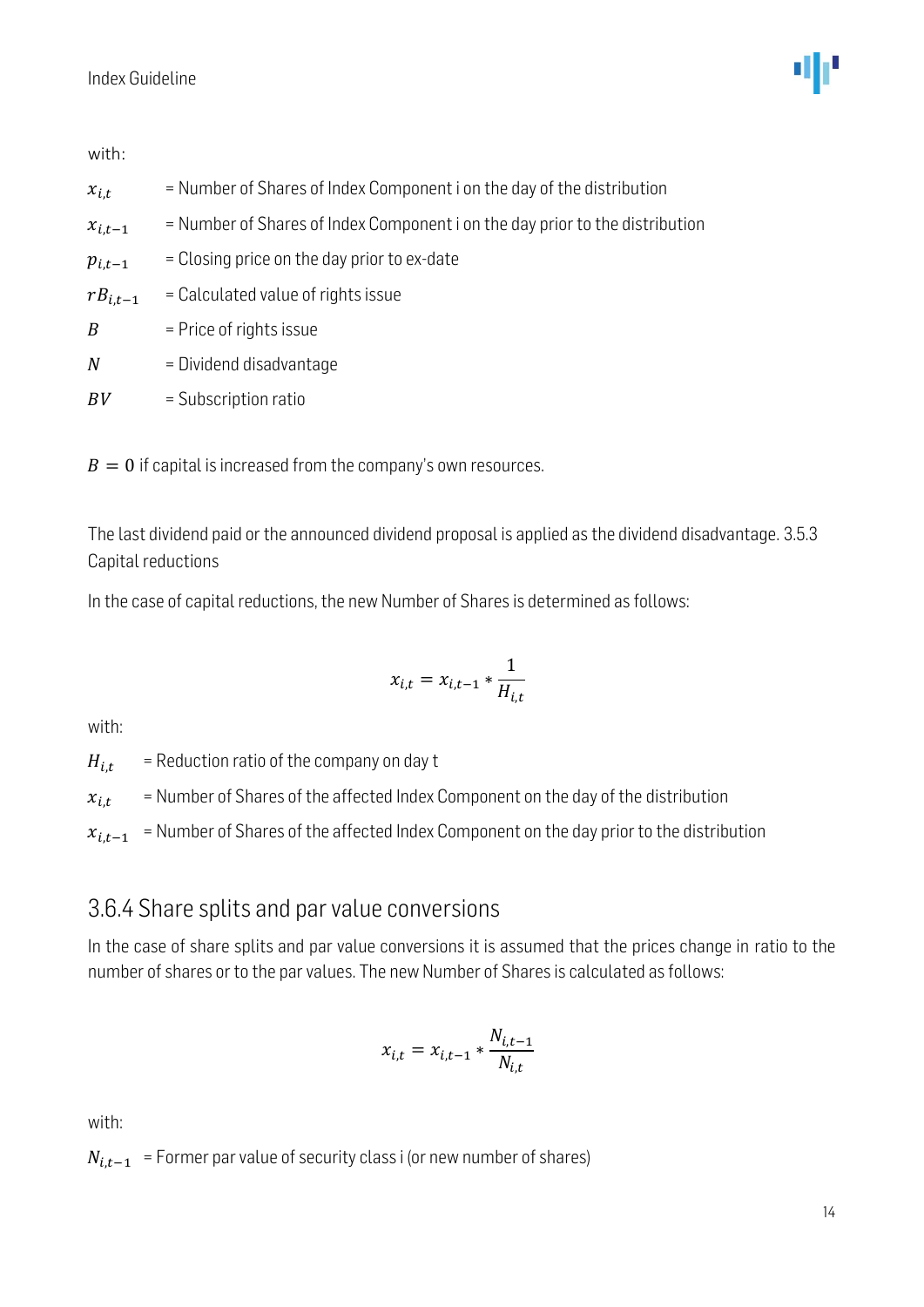with:

$x_{i,t}$ = Number of Shares of Index Component i on the day of the distribution

$x_{i,t-1}$ = Number of Shares of Index Component i on the day prior to the distribution

$p_{i,t-1}$ = Closing price on the day prior to ex-date

$rB_{i,t-1}$ = Calculated value of rights issue

$B$ = Price of rights issue

$N$ = Dividend disadvantage

$BV$ = Subscription ratio

$B = 0$ if capital is increased from the company's own resources.

The last dividend paid or the announced dividend proposal is applied as the dividend disadvantage. 3.5.3 Capital reductions

In the case of capital reductions, the new Number of Shares is determined as follows:

$$x_{i,t} = x_{i,t-1} * \frac{1}{H_{i,t}}$$

with:

$H_{i,t}$ = Reduction ratio of the company on day t

$x_{i,t}$ = Number of Shares of the affected Index Component on the day of the distribution

$x_{i,t-1}$ = Number of Shares of the affected Index Component on the day prior to the distribution

## 3.6.4 Share splits and par value conversions

In the case of share splits and par value conversions it is assumed that the prices change in ratio to the number of shares or to the par values. The new Number of Shares is calculated as follows:

$$x_{i,t} = x_{i,t-1} * \frac{N_{i,t-1}}{N_{i,t}}$$

with:

$N_{i,t-1}$ = Former par value of security class i (or new number of shares)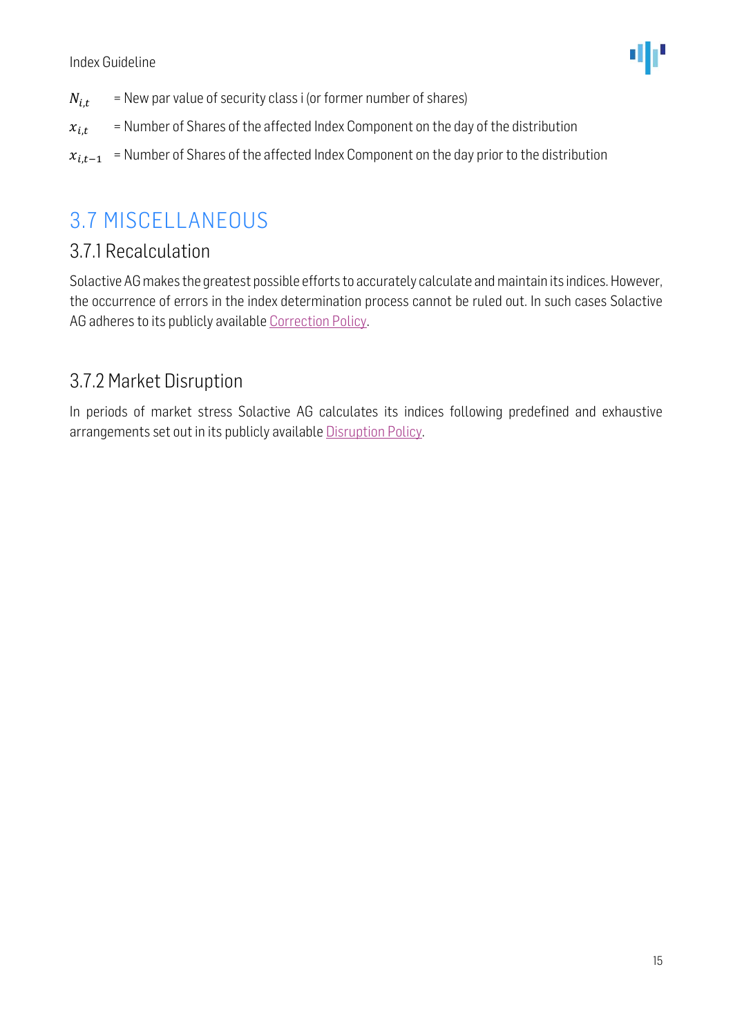$N_{i,t}$ = New par value of security class i (or former number of shares)

$x_{i,t}$ = Number of Shares of the affected Index Component on the day of the distribution

$x_{i,t-1}$ = Number of Shares of the affected Index Component on the day prior to the distribution

## 3.7 MISCELLANEOUS

### 3.7.1 Recalculation

Solactive AG makes the greatest possible efforts to accurately calculate and maintain its indices. However, the occurrence of errors in the index determination process cannot be ruled out. In such cases Solactive AG adheres to its publicly available Correction Policy.

### 3.7.2 Market Disruption

In periods of market stress Solactive AG calculates its indices following predefined and exhaustive arrangements set out in its publicly available Disruption Policy.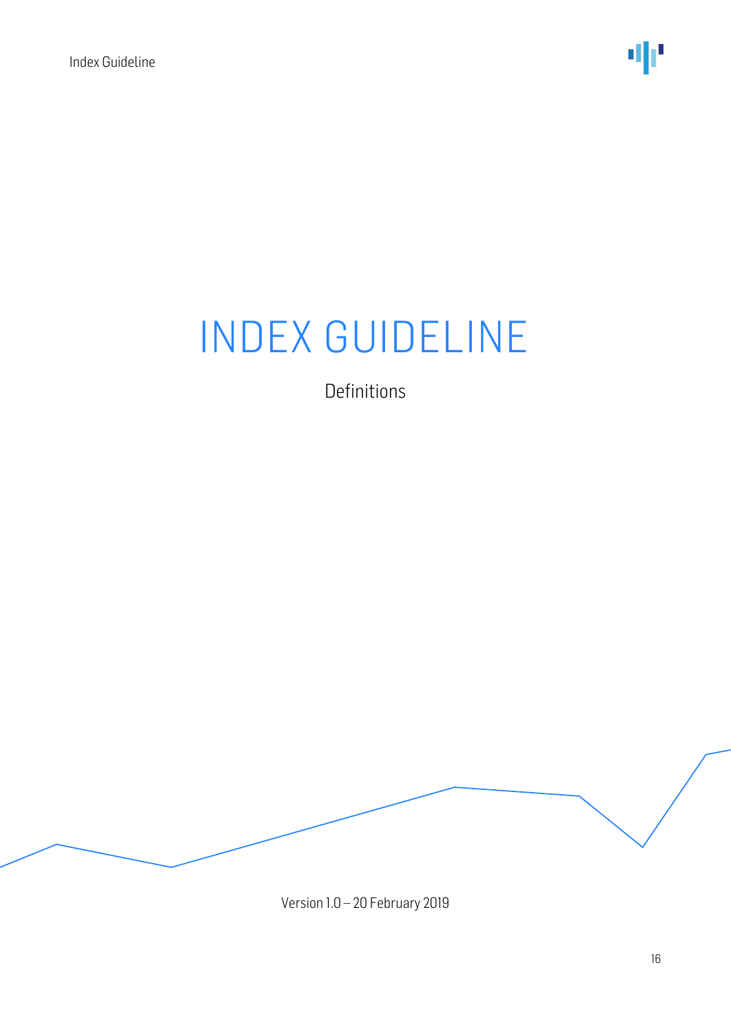# INDEX GUIDELINE

Definitions

Version 1.0 – 20 February 2019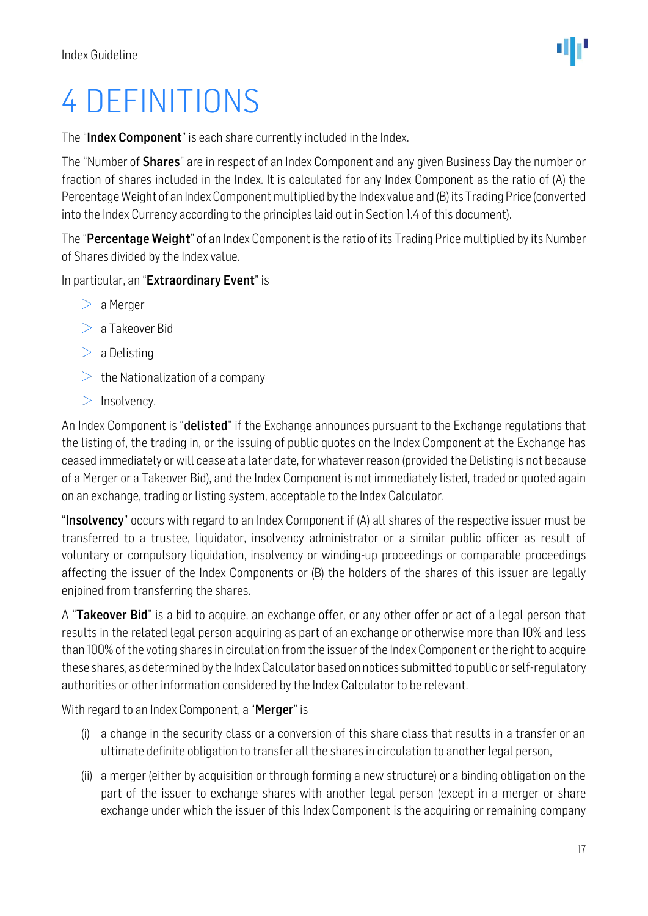# 4 DEFINITIONS

The "**Index Component**" is each share currently included in the Index.

The "Number of **Shares**" are in respect of an Index Component and any given Business Day the number or fraction of shares included in the Index. It is calculated for any Index Component as the ratio of (A) the Percentage Weight of an Index Component multiplied by the Index value and (B) its Trading Price (converted into the Index Currency according to the principles laid out in Section 1.4 of this document).

The "**Percentage Weight**" of an Index Component is the ratio of its Trading Price multiplied by its Number of Shares divided by the Index value.

In particular, an "**Extraordinary Event**" is

- a Merger
- a Takeover Bid
- a Delisting
- the Nationalization of a company
- Insolvency.

An Index Component is "**delisted**" if the Exchange announces pursuant to the Exchange regulations that the listing of, the trading in, or the issuing of public quotes on the Index Component at the Exchange has ceased immediately or will cease at a later date, for whatever reason (provided the Delisting is not because of a Merger or a Takeover Bid), and the Index Component is not immediately listed, traded or quoted again on an exchange, trading or listing system, acceptable to the Index Calculator.

"**Insolvency**" occurs with regard to an Index Component if (A) all shares of the respective issuer must be transferred to a trustee, liquidator, insolvency administrator or a similar public officer as result of voluntary or compulsory liquidation, insolvency or winding-up proceedings or comparable proceedings affecting the issuer of the Index Components or (B) the holders of the shares of this issuer are legally enjoined from transferring the shares.

A "**Takeover Bid**" is a bid to acquire, an exchange offer, or any other offer or act of a legal person that results in the related legal person acquiring as part of an exchange or otherwise more than 10% and less than 100% of the voting shares in circulation from the issuer of the Index Component or the right to acquire these shares, as determined by the Index Calculator based on notices submitted to public or self-regulatory authorities or other information considered by the Index Calculator to be relevant.

With regard to an Index Component, a "**Merger**" is

(i) a change in the security class or a conversion of this share class that results in a transfer or an ultimate definite obligation to transfer all the shares in circulation to another legal person,

(ii) a merger (either by acquisition or through forming a new structure) or a binding obligation on the part of the issuer to exchange shares with another legal person (except in a merger or share exchange under which the issuer of this Index Component is the acquiring or remaining company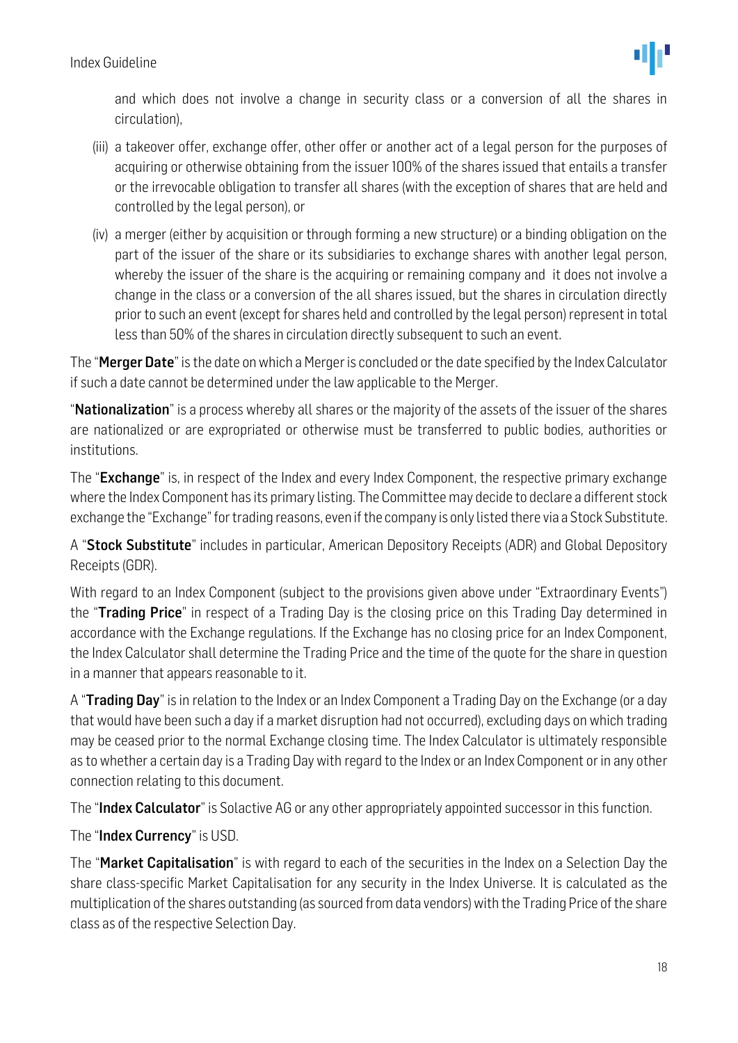and which does not involve a change in security class or a conversion of all the shares in circulation),

(iii) a takeover offer, exchange offer, other offer or another act of a legal person for the purposes of acquiring or otherwise obtaining from the issuer 100% of the shares issued that entails a transfer or the irrevocable obligation to transfer all shares (with the exception of shares that are held and controlled by the legal person), or

(iv) a merger (either by acquisition or through forming a new structure) or a binding obligation on the part of the issuer of the share or its subsidiaries to exchange shares with another legal person, whereby the issuer of the share is the acquiring or remaining company and it does not involve a change in the class or a conversion of the all shares issued, but the shares in circulation directly prior to such an event (except for shares held and controlled by the legal person) represent in total less than 50% of the shares in circulation directly subsequent to such an event.

The "**Merger Date**" is the date on which a Merger is concluded or the date specified by the Index Calculator if such a date cannot be determined under the law applicable to the Merger.

"**Nationalization**" is a process whereby all shares or the majority of the assets of the issuer of the shares are nationalized or are expropriated or otherwise must be transferred to public bodies, authorities or institutions.

The "**Exchange**" is, in respect of the Index and every Index Component, the respective primary exchange where the Index Component has its primary listing. The Committee may decide to declare a different stock exchange the "Exchange" for trading reasons, even if the company is only listed there via a Stock Substitute.

A "**Stock Substitute**" includes in particular, American Depository Receipts (ADR) and Global Depository Receipts (GDR).

With regard to an Index Component (subject to the provisions given above under "Extraordinary Events") the "**Trading Price**" in respect of a Trading Day is the closing price on this Trading Day determined in accordance with the Exchange regulations. If the Exchange has no closing price for an Index Component, the Index Calculator shall determine the Trading Price and the time of the quote for the share in question in a manner that appears reasonable to it.

A "**Trading Day**" is in relation to the Index or an Index Component a Trading Day on the Exchange (or a day that would have been such a day if a market disruption had not occurred), excluding days on which trading may be ceased prior to the normal Exchange closing time. The Index Calculator is ultimately responsible as to whether a certain day is a Trading Day with regard to the Index or an Index Component or in any other connection relating to this document.

The "**Index Calculator**" is Solactive AG or any other appropriately appointed successor in this function.

The "**Index Currency**" is USD.

The "**Market Capitalisation**" is with regard to each of the securities in the Index on a Selection Day the share class-specific Market Capitalisation for any security in the Index Universe. It is calculated as the multiplication of the shares outstanding (as sourced from data vendors) with the Trading Price of the share class as of the respective Selection Day.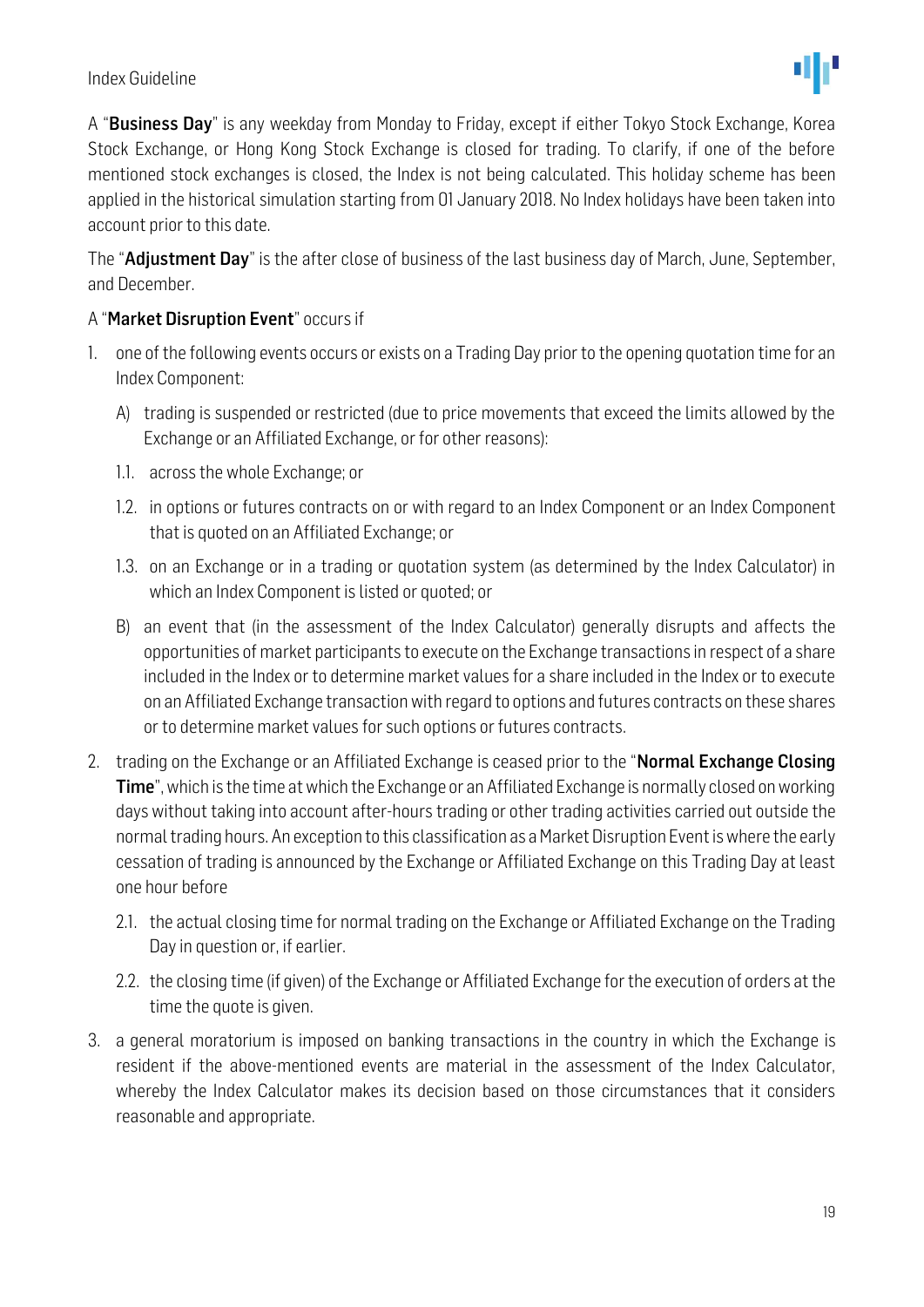A "**Business Day**" is any weekday from Monday to Friday, except if either Tokyo Stock Exchange, Korea Stock Exchange, or Hong Kong Stock Exchange is closed for trading. To clarify, if one of the before mentioned stock exchanges is closed, the Index is not being calculated. This holiday scheme has been applied in the historical simulation starting from 01 January 2018. No Index holidays have been taken into account prior to this date.

The "**Adjustment Day**" is the after close of business of the last business day of March, June, September, and December.

A "**Market Disruption Event**" occurs if

1. one of the following events occurs or exists on a Trading Day prior to the opening quotation time for an Index Component:

   A) trading is suspended or restricted (due to price movements that exceed the limits allowed by the Exchange or an Affiliated Exchange, or for other reasons):

   1.1. across the whole Exchange; or

   1.2. in options or futures contracts on or with regard to an Index Component or an Index Component that is quoted on an Affiliated Exchange; or

   1.3. on an Exchange or in a trading or quotation system (as determined by the Index Calculator) in which an Index Component is listed or quoted; or

   B) an event that (in the assessment of the Index Calculator) generally disrupts and affects the opportunities of market participants to execute on the Exchange transactions in respect of a share included in the Index or to determine market values for a share included in the Index or to execute on an Affiliated Exchange transaction with regard to options and futures contracts on these shares or to determine market values for such options or futures contracts.

2. trading on the Exchange or an Affiliated Exchange is ceased prior to the "**Normal Exchange Closing Time**", which is the time at which the Exchange or an Affiliated Exchange is normally closed on working days without taking into account after-hours trading or other trading activities carried out outside the normal trading hours. An exception to this classification as a Market Disruption Event is where the early cessation of trading is announced by the Exchange or Affiliated Exchange on this Trading Day at least one hour before

   2.1. the actual closing time for normal trading on the Exchange or Affiliated Exchange on the Trading Day in question or, if earlier.

   2.2. the closing time (if given) of the Exchange or Affiliated Exchange for the execution of orders at the time the quote is given.

3. a general moratorium is imposed on banking transactions in the country in which the Exchange is resident if the above-mentioned events are material in the assessment of the Index Calculator, whereby the Index Calculator makes its decision based on those circumstances that it considers reasonable and appropriate.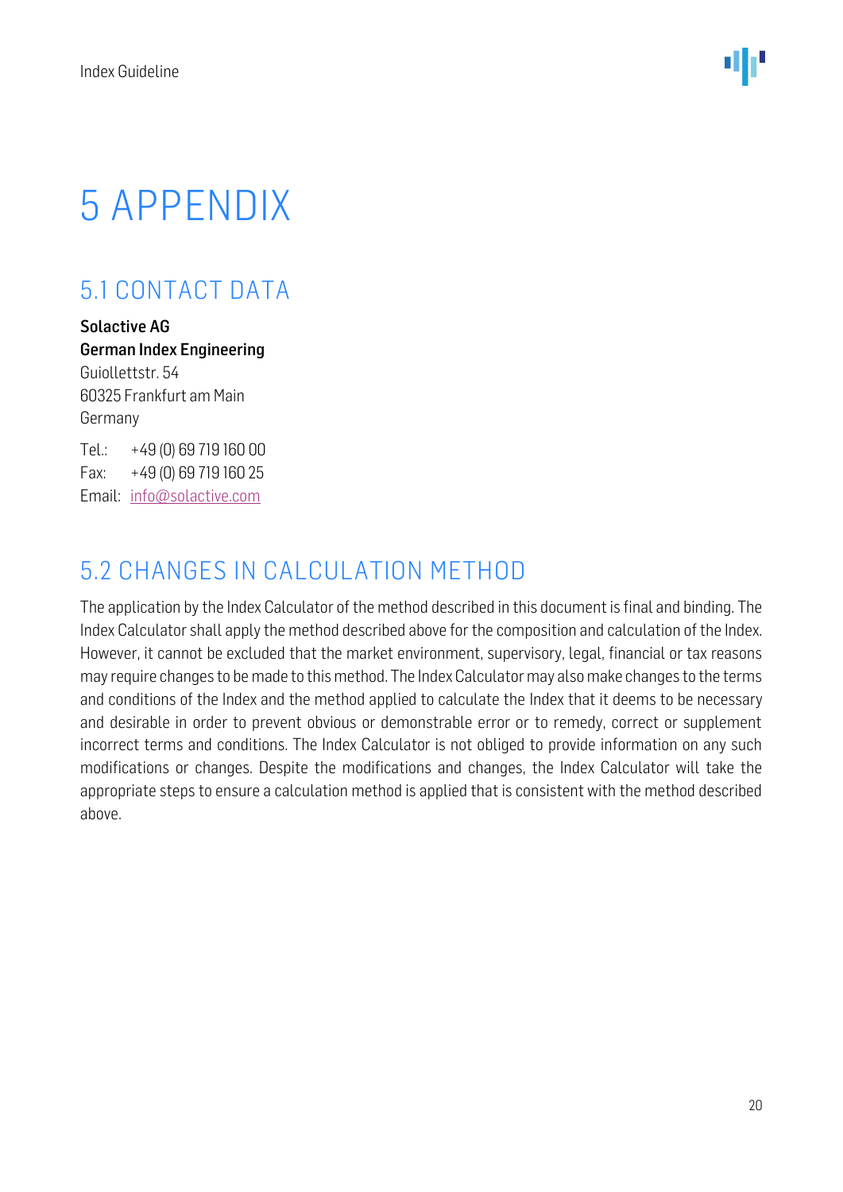# 5 APPENDIX

## 5.1 CONTACT DATA

**Solactive AG**
**German Index Engineering**
Guiollettstr. 54
60325 Frankfurt am Main
Germany

Tel.: +49 (0) 69 719 160 00
Fax: +49 (0) 69 719 160 25
Email: info@solactive.com

## 5.2 CHANGES IN CALCULATION METHOD

The application by the Index Calculator of the method described in this document is final and binding. The Index Calculator shall apply the method described above for the composition and calculation of the Index. However, it cannot be excluded that the market environment, supervisory, legal, financial or tax reasons may require changes to be made to this method. The Index Calculator may also make changes to the terms and conditions of the Index and the method applied to calculate the Index that it deems to be necessary and desirable in order to prevent obvious or demonstrable error or to remedy, correct or supplement incorrect terms and conditions. The Index Calculator is not obliged to provide information on any such modifications or changes. Despite the modifications and changes, the Index Calculator will take the appropriate steps to ensure a calculation method is applied that is consistent with the method described above.